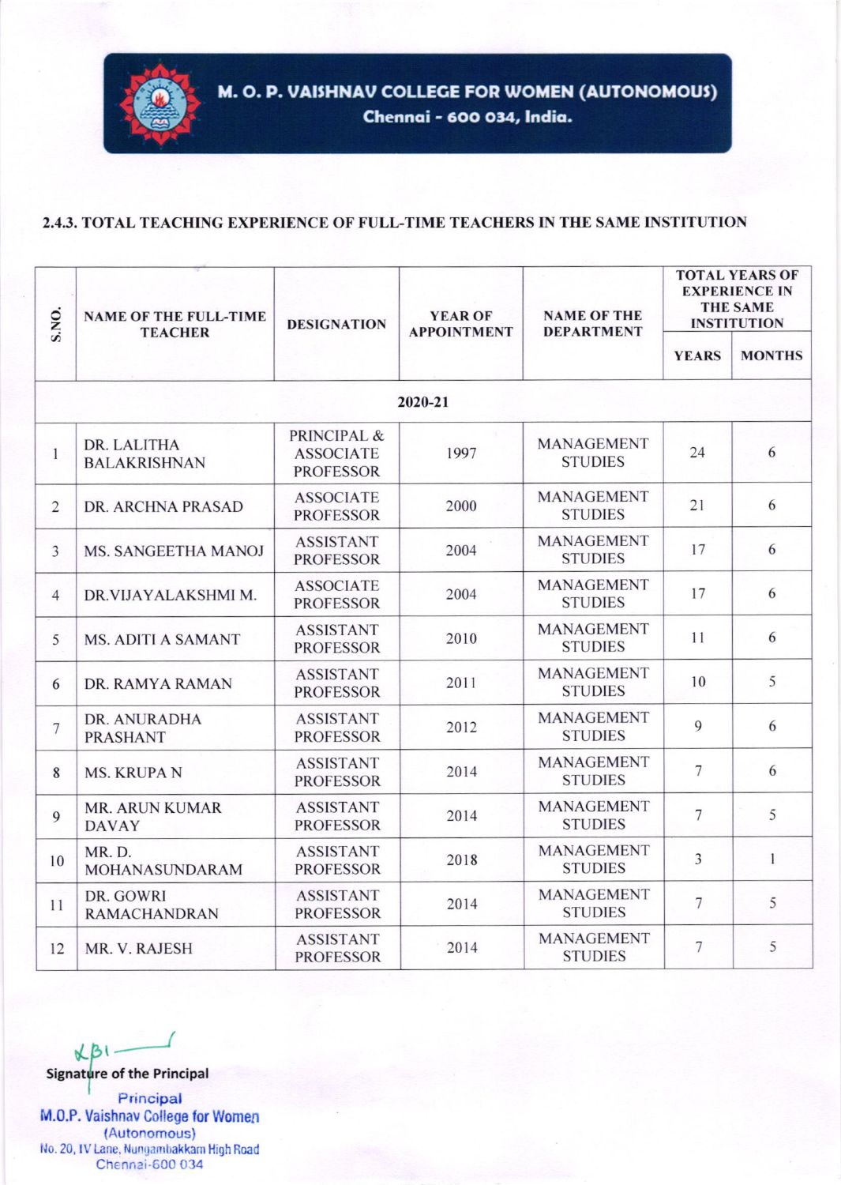# M. O. P. VAISHNAV COLLEGE FOR WOMEN (AUTONOMOUS)

Chennai - 600 034, India.

## 2.4.3. TOTAL TEACHING EXPERIENCE OF FULL-TIME TEACHERS IN THE SAME INSTITUTION

| S.NO. | NAME OF THE FULL-TIME TEACHER | DESIGNATION | YEAR OF APPOINTMENT | NAME OF THE DEPARTMENT | TOTAL YEARS OF EXPERIENCE IN THE SAME INSTITUTION | |
|---|---|---|---|---|---|---|
| | | | | | YEARS | MONTHS |
| | | | 2020-21 | | | |
| 1 | DR. LALITHA BALAKRISHNAN | PRINCIPAL & ASSOCIATE PROFESSOR | 1997 | MANAGEMENT STUDIES | 24 | 6 |
| 2 | DR. ARCHNA PRASAD | ASSOCIATE PROFESSOR | 2000 | MANAGEMENT STUDIES | 21 | 6 |
| 3 | MS. SANGEETHA MANOJ | ASSISTANT PROFESSOR | 2004 | MANAGEMENT STUDIES | 17 | 6 |
| 4 | DR.VIJAYALAKSHMI M. | ASSOCIATE PROFESSOR | 2004 | MANAGEMENT STUDIES | 17 | 6 |
| 5 | MS. ADITI A SAMANT | ASSISTANT PROFESSOR | 2010 | MANAGEMENT STUDIES | 11 | 6 |
| 6 | DR. RAMYA RAMAN | ASSISTANT PROFESSOR | 2011 | MANAGEMENT STUDIES | 10 | 5 |
| 7 | DR. ANURADHA PRASHANT | ASSISTANT PROFESSOR | 2012 | MANAGEMENT STUDIES | 9 | 6 |
| 8 | MS. KRUPA N | ASSISTANT PROFESSOR | 2014 | MANAGEMENT STUDIES | 7 | 6 |
| 9 | MR. ARUN KUMAR DAVAY | ASSISTANT PROFESSOR | 2014 | MANAGEMENT STUDIES | 7 | 5 |
| 10 | MR. D. MOHANASUNDARAM | ASSISTANT PROFESSOR | 2018 | MANAGEMENT STUDIES | 3 | 1 |
| 11 | DR. GOWRI RAMACHANDRAN | ASSISTANT PROFESSOR | 2014 | MANAGEMENT STUDIES | 7 | 5 |
| 12 | MR. V. RAJESH | ASSISTANT PROFESSOR | 2014 | MANAGEMENT STUDIES | 7 | 5 |

Signature of the Principal

Principal
M.O.P. Vaishnav College for Women
(Autonomous)
No. 20, IV Lane, Nungambakkam High Road
Chennai-600 034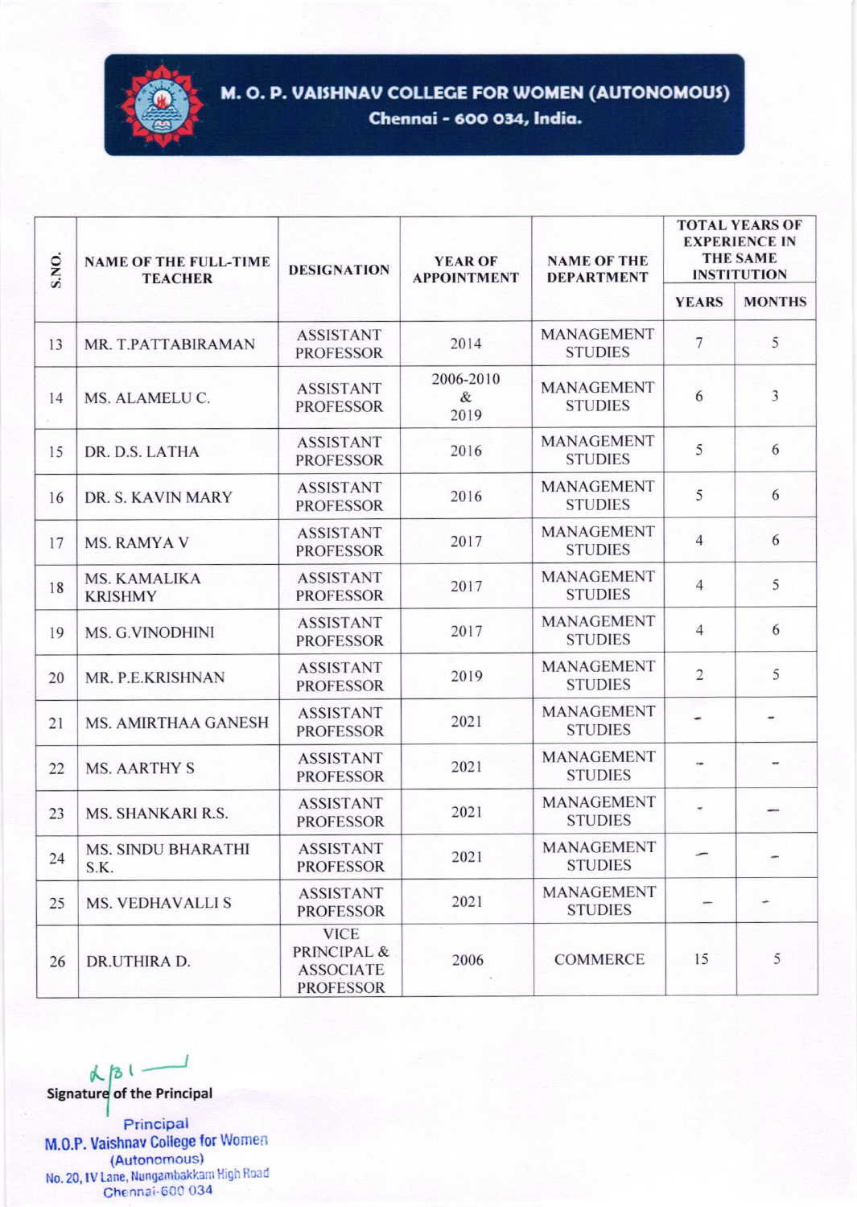# M. O. P. VAISHNAV COLLEGE FOR WOMEN (AUTONOMOUS)

Chennai - 600 034, India.

| S.NO. | NAME OF THE FULL-TIME TEACHER | DESIGNATION | YEAR OF APPOINTMENT | NAME OF THE DEPARTMENT | TOTAL YEARS OF EXPERIENCE IN THE SAME INSTITUTION | |
|---|---|---|---|---|---|---|
| | | | | | YEARS | MONTHS |
| 13 | MR. T.PATTABIRAMAN | ASSISTANT PROFESSOR | 2014 | MANAGEMENT STUDIES | 7 | 5 |
| 14 | MS. ALAMELU C. | ASSISTANT PROFESSOR | 2006-2010 & 2019 | MANAGEMENT STUDIES | 6 | 3 |
| 15 | DR. D.S. LATHA | ASSISTANT PROFESSOR | 2016 | MANAGEMENT STUDIES | 5 | 6 |
| 16 | DR. S. KAVIN MARY | ASSISTANT PROFESSOR | 2016 | MANAGEMENT STUDIES | 5 | 6 |
| 17 | MS. RAMYA V | ASSISTANT PROFESSOR | 2017 | MANAGEMENT STUDIES | 4 | 6 |
| 18 | MS. KAMALIKA KRISHMY | ASSISTANT PROFESSOR | 2017 | MANAGEMENT STUDIES | 4 | 5 |
| 19 | MS. G.VINODHINI | ASSISTANT PROFESSOR | 2017 | MANAGEMENT STUDIES | 4 | 6 |
| 20 | MR. P.E.KRISHNAN | ASSISTANT PROFESSOR | 2019 | MANAGEMENT STUDIES | 2 | 5 |
| 21 | MS. AMIRTHAA GANESH | ASSISTANT PROFESSOR | 2021 | MANAGEMENT STUDIES | - | - |
| 22 | MS. AARTHY S | ASSISTANT PROFESSOR | 2021 | MANAGEMENT STUDIES | - | - |
| 23 | MS. SHANKARI R.S. | ASSISTANT PROFESSOR | 2021 | MANAGEMENT STUDIES | - | - |
| 24 | MS. SINDU BHARATHI S.K. | ASSISTANT PROFESSOR | 2021 | MANAGEMENT STUDIES | - | - |
| 25 | MS. VEDHAVALLI S | ASSISTANT PROFESSOR | 2021 | MANAGEMENT STUDIES | - | - |
| 26 | DR.UTHIRA D. | VICE PRINCIPAL & ASSOCIATE PROFESSOR | 2006 | COMMERCE | 15 | 5 |

Signature of the Principal

Principal
M.O.P. Vaishnav College for Women
(Autonomous)
No. 20, IV Lane, Nungambakkam High Road
Chennai-600 034